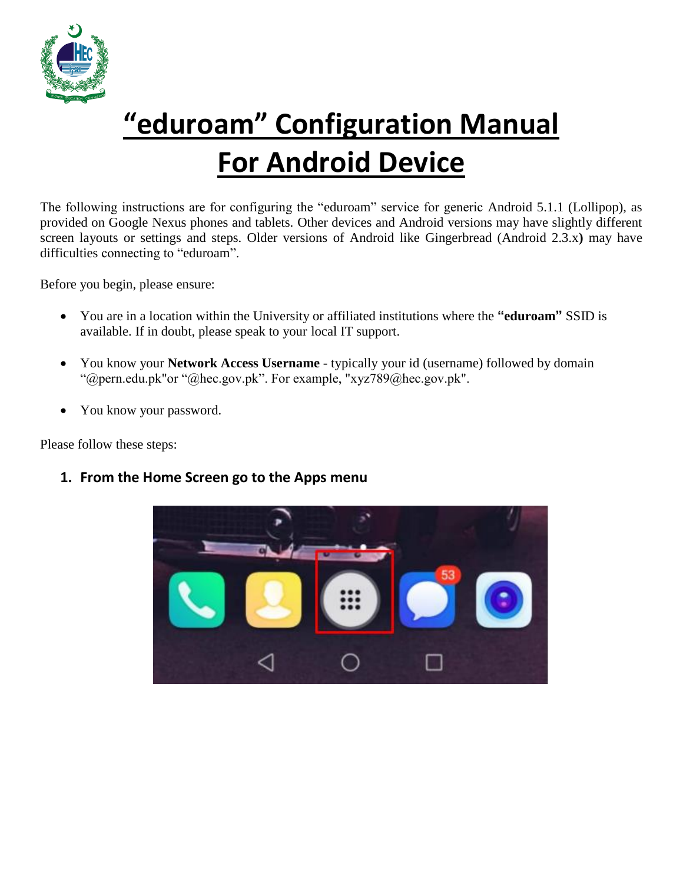# “eduroam” Configuration Manual
# For Android Device

The following instructions are for configuring the “eduroam” service for generic Android 5.1.1 (Lollipop), as provided on Google Nexus phones and tablets. Other devices and Android versions may have slightly different screen layouts or settings and steps. Older versions of Android like Gingerbread (Android 2.3.x**)** may have difficulties connecting to “eduroam”.

Before you begin, please ensure:

- You are in a location within the University or affiliated institutions where the **“eduroam”** SSID is available. If in doubt, please speak to your local IT support.
- You know your **Network Access Username** - typically your id (username) followed by domain “@pern.edu.pk"or “@hec.gov.pk”. For example, "xyz789@hec.gov.pk".
- You know your password.

Please follow these steps:

1. **From the Home Screen go to the Apps menu**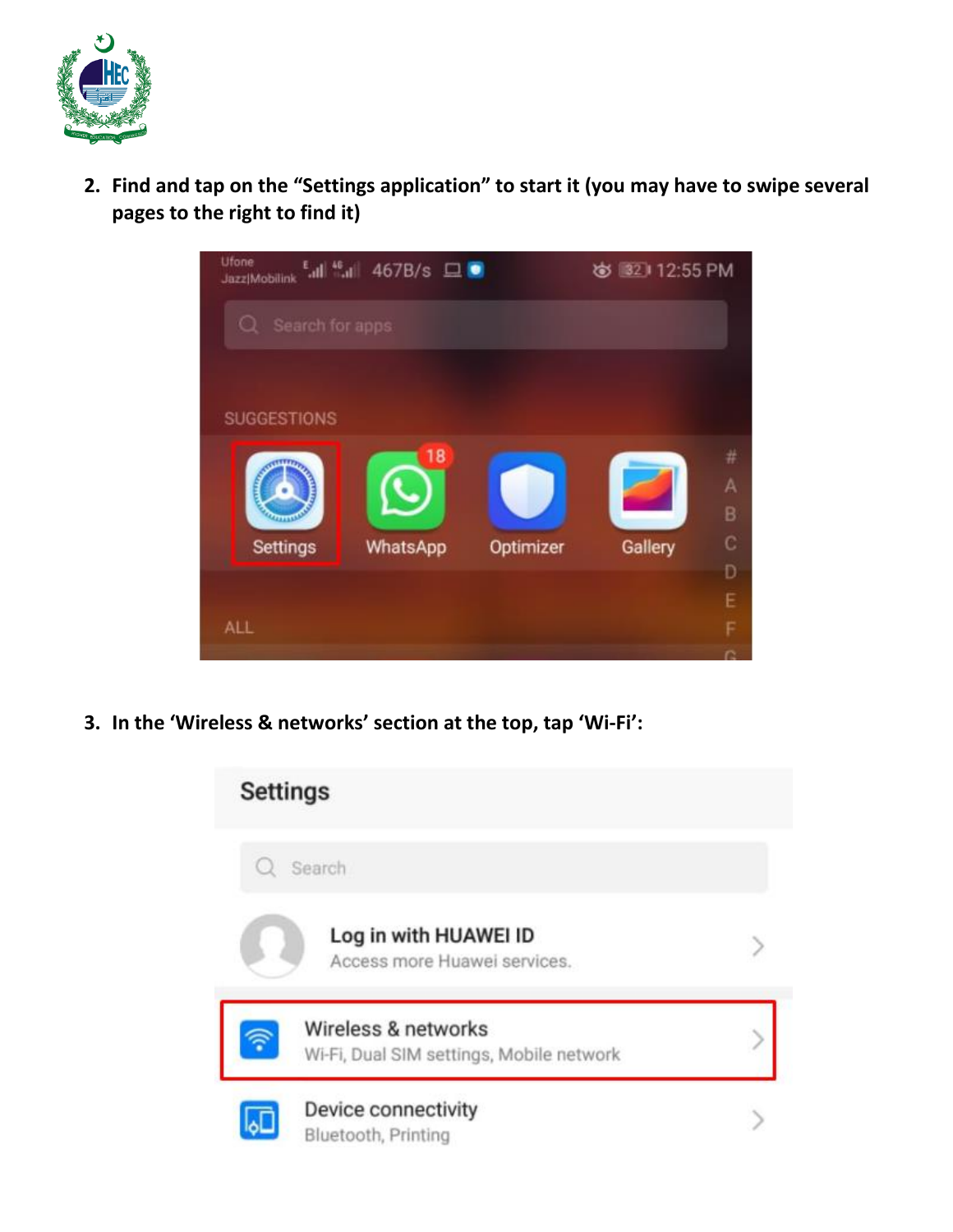2. **Find and tap on the "Settings application" to start it (you may have to swipe several pages to the right to find it)**

3. **In the 'Wireless & networks' section at the top, tap 'Wi-Fi':**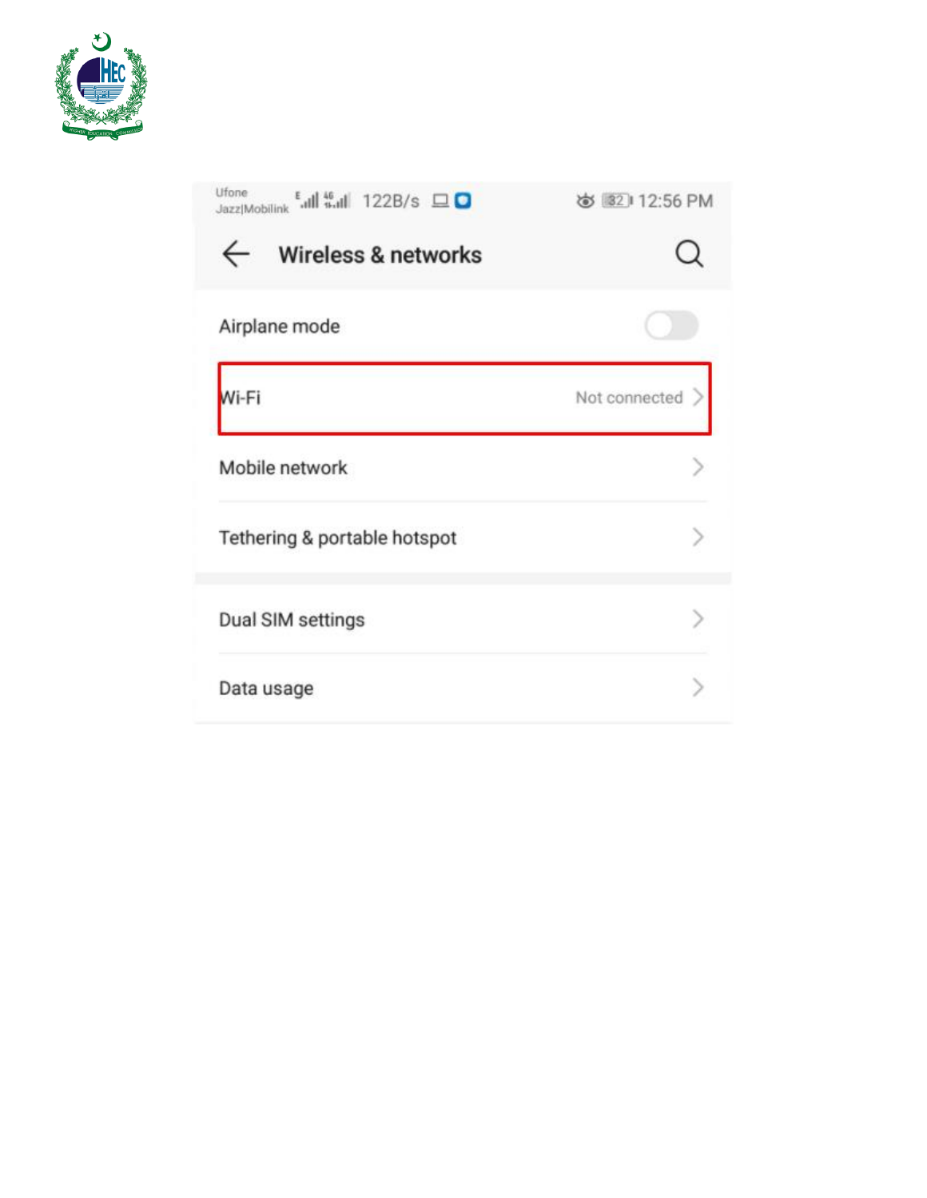Ufone
Jazz|Mobilink 122B/s 12:56 PM

Wireless & networks

Airplane mode

Wi-Fi Not connected

Mobile network

Tethering & portable hotspot

Dual SIM settings

Data usage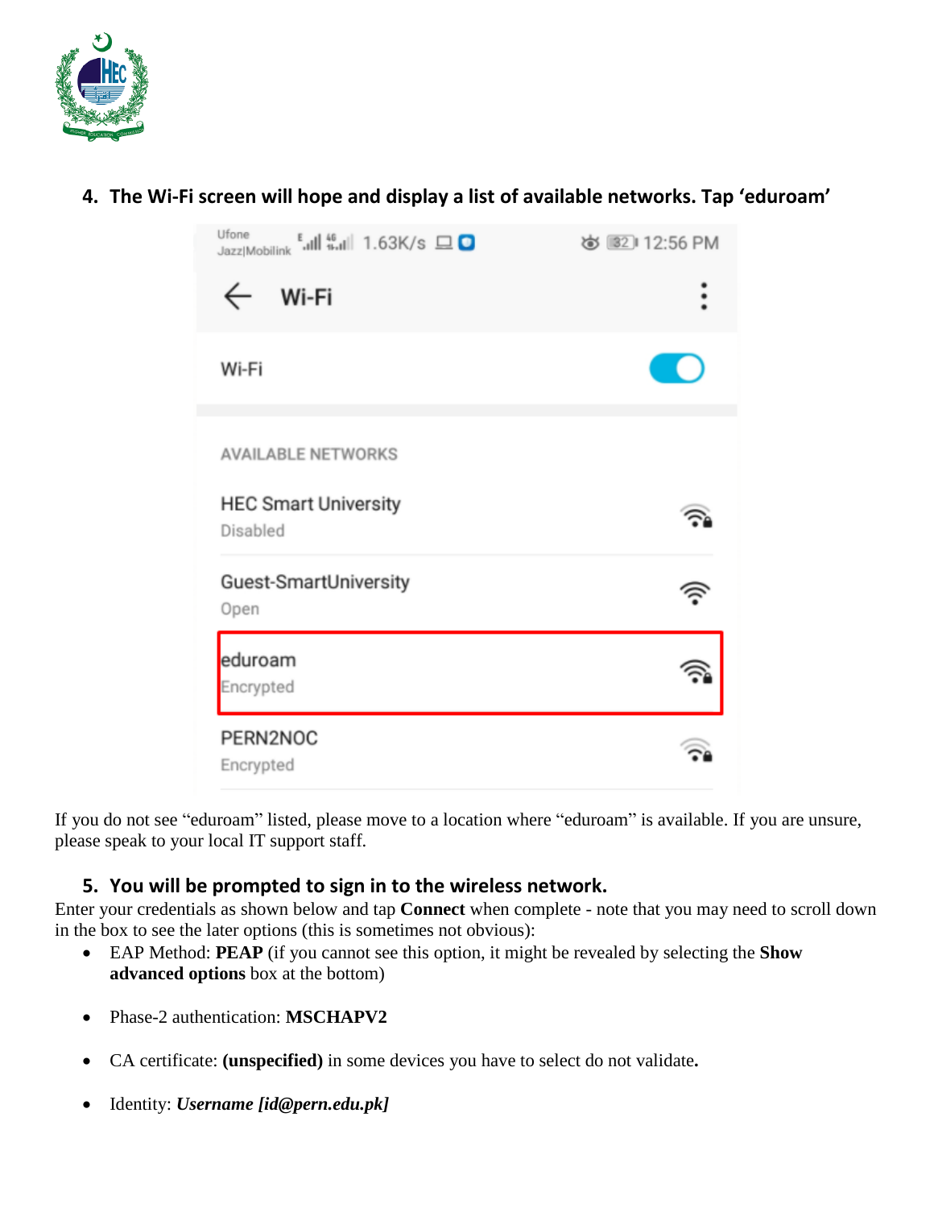4. **The Wi-Fi screen will hope and display a list of available networks. Tap 'eduroam'**

If you do not see "eduroam" listed, please move to a location where "eduroam" is available. If you are unsure, please speak to your local IT support staff.

5. **You will be prompted to sign in to the wireless network.**

Enter your credentials as shown below and tap **Connect** when complete - note that you may need to scroll down in the box to see the later options (this is sometimes not obvious):

- EAP Method: **PEAP** (if you cannot see this option, it might be revealed by selecting the **Show advanced options** box at the bottom)
- Phase-2 authentication: **MSCHAPV2**
- CA certificate: **(unspecified)** in some devices you have to select do not validate**.**
- Identity: ***Username [id@pern.edu.pk]***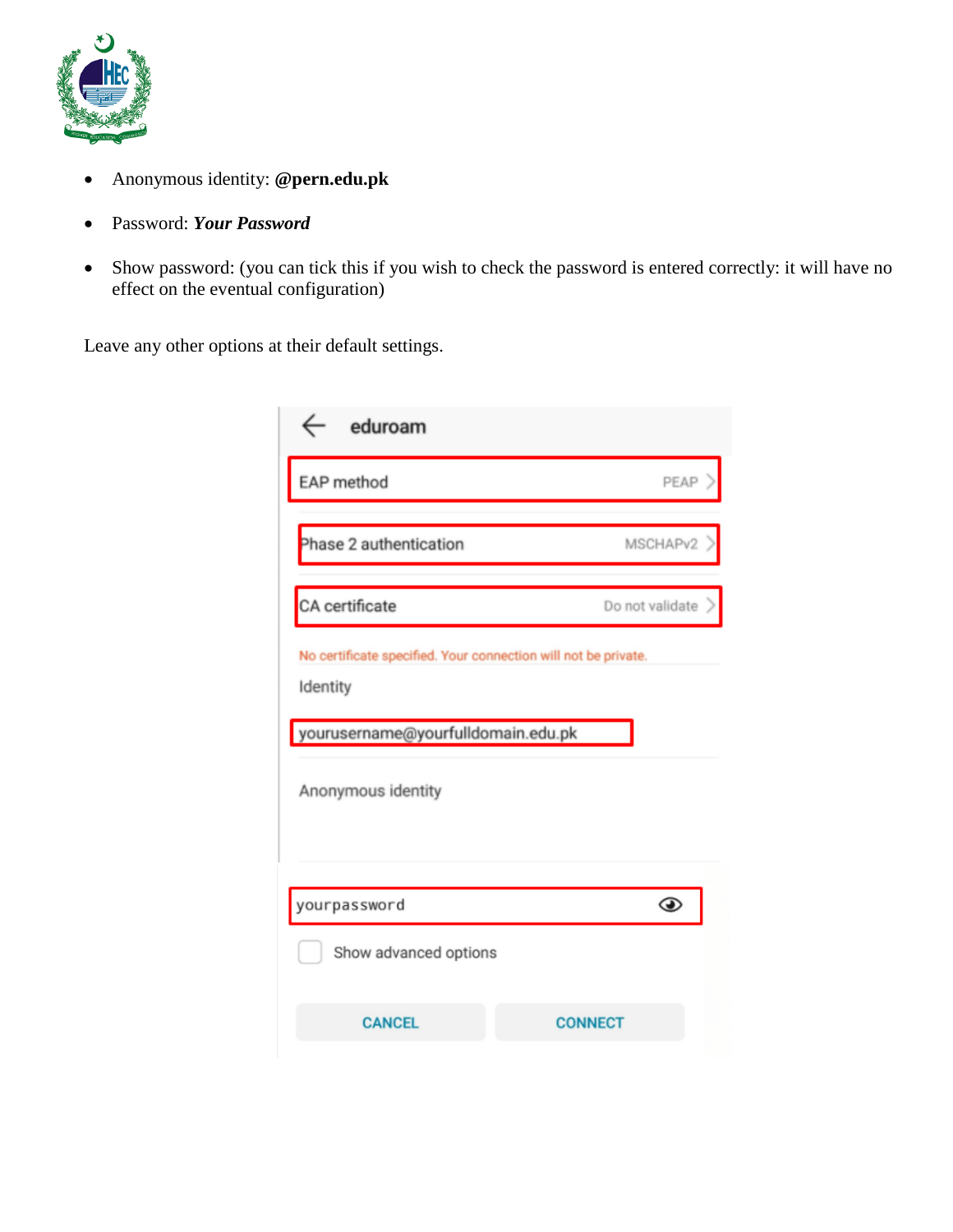- Anonymous identity: **@pern.edu.pk**
- Password: ***Your Password***
- Show password: (you can tick this if you wish to check the password is entered correctly: it will have no effect on the eventual configuration)

Leave any other options at their default settings.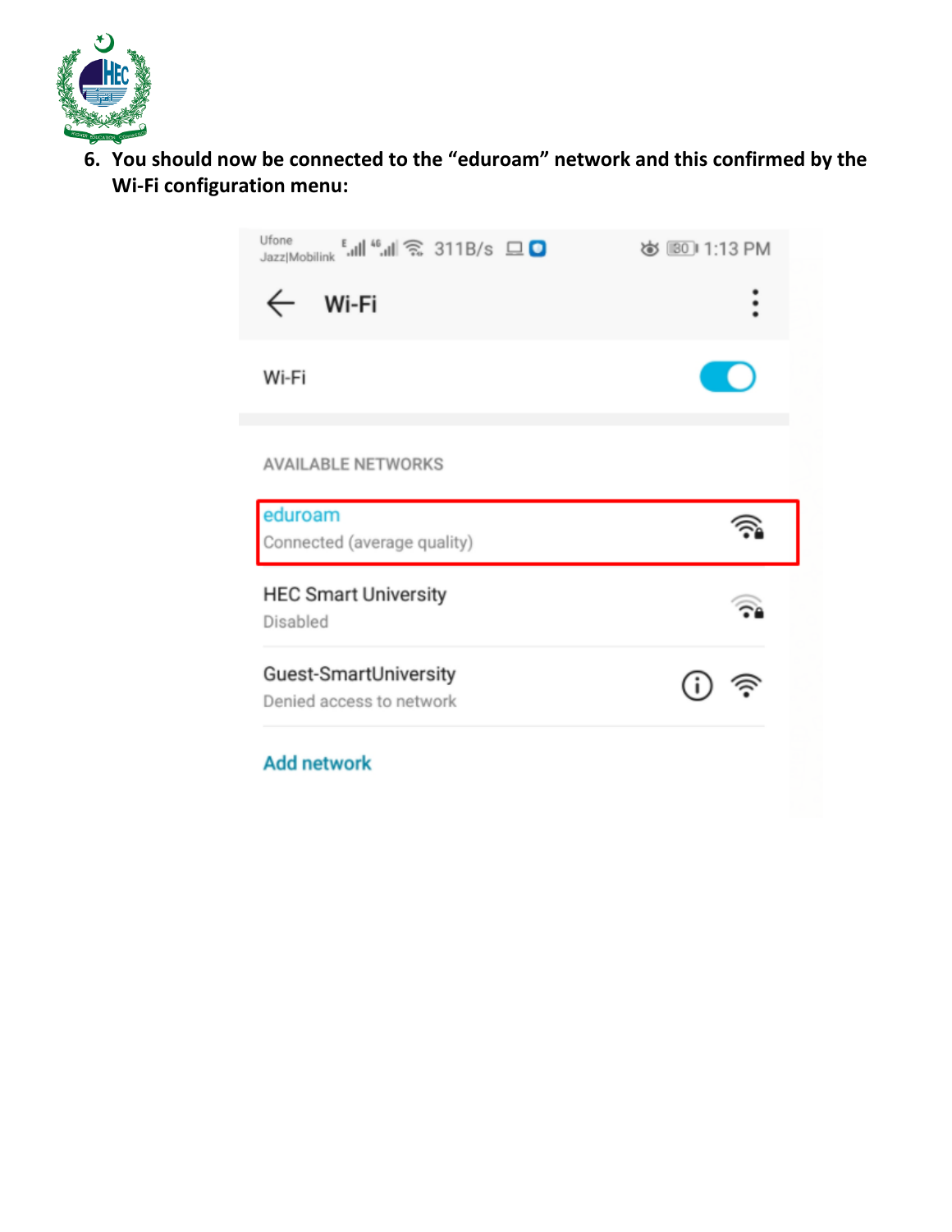6. **You should now be connected to the "eduroam" network and this confirmed by the Wi-Fi configuration menu:**